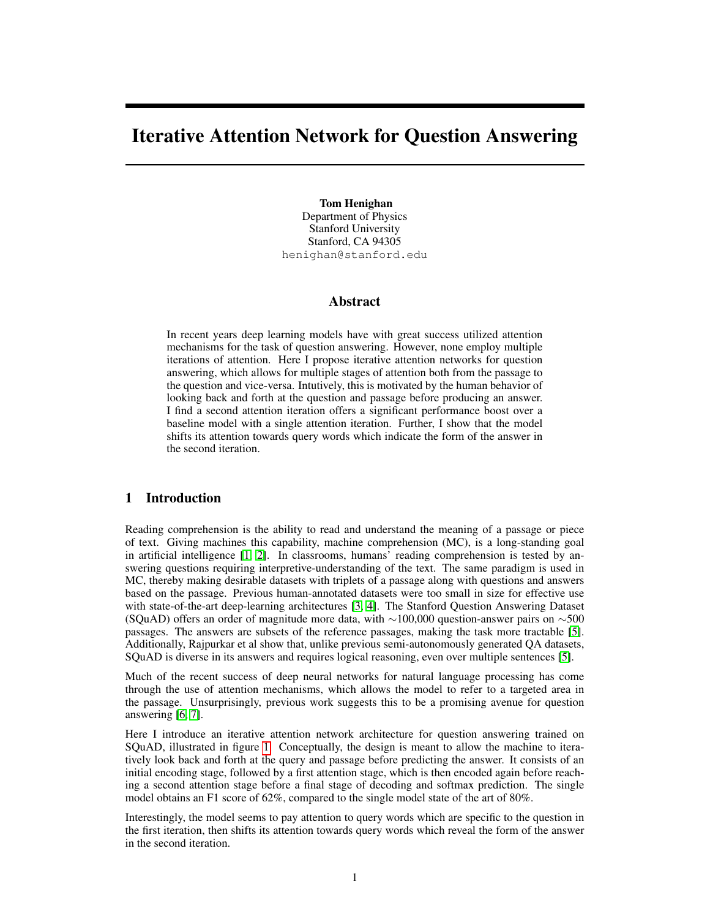# Iterative Attention Network for Question Answering

**Tom Henighan**
Department of Physics
Stanford University
Stanford, CA 94305
`henighan@stanford.edu`

## Abstract

In recent years deep learning models have with great success utilized attention mechanisms for the task of question answering. However, none employ multiple iterations of attention. Here I propose iterative attention networks for question answering, which allows for multiple stages of attention both from the passage to the question and vice-versa. Intutively, this is motivated by the human behavior of looking back and forth at the question and passage before producing an answer. I find a second attention iteration offers a significant performance boost over a baseline model with a single attention iteration. Further, I show that the model shifts its attention towards query words which indicate the form of the answer in the second iteration.

## 1 Introduction

Reading comprehension is the ability to read and understand the meaning of a passage or piece of text. Giving machines this capability, machine comprehension (MC), is a long-standing goal in artificial intelligence [1, 2]. In classrooms, humans' reading comprehension is tested by answering questions requiring interpretive-understanding of the text. The same paradigm is used in MC, thereby making desirable datasets with triplets of a passage along with questions and answers based on the passage. Previous human-annotated datasets were too small in size for effective use with state-of-the-art deep-learning architectures [3, 4]. The Stanford Question Answering Dataset (SQuAD) offers an order of magnitude more data, with $\sim$100,000 question-answer pairs on $\sim$500 passages. The answers are subsets of the reference passages, making the task more tractable [5]. Additionally, Rajpurkar et al show that, unlike previous semi-autonomously generated QA datasets, SQuAD is diverse in its answers and requires logical reasoning, even over multiple sentences [5].

Much of the recent success of deep neural networks for natural language processing has come through the use of attention mechanisms, which allows the model to refer to a targeted area in the passage. Unsurprisingly, previous work suggests this to be a promising avenue for question answering [6, 7].

Here I introduce an iterative attention network architecture for question answering trained on SQuAD, illustrated in figure 1. Conceptually, the design is meant to allow the machine to iteratively look back and forth at the query and passage before predicting the answer. It consists of an initial encoding stage, followed by a first attention stage, which is then encoded again before reaching a second attention stage before a final stage of decoding and softmax prediction. The single model obtains an F1 score of 62%, compared to the single model state of the art of 80%.

Interestingly, the model seems to pay attention to query words which are specific to the question in the first iteration, then shifts its attention towards query words which reveal the form of the answer in the second iteration.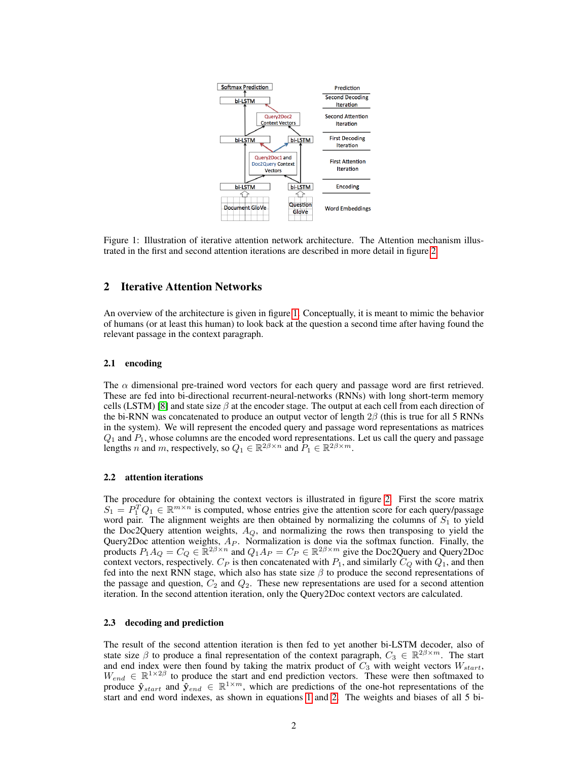Figure 1: Illustration of iterative attention network architecture. The Attention mechanism illustrated in the first and second attention iterations are described in more detail in figure 2

## 2 Iterative Attention Networks

An overview of the architecture is given in figure 1. Conceptually, it is meant to mimic the behavior of humans (or at least this human) to look back at the question a second time after having found the relevant passage in the context paragraph.

### 2.1 encoding

The $\alpha$ dimensional pre-trained word vectors for each query and passage word are first retrieved. These are fed into bi-directional recurrent-neural-networks (RNNs) with long short-term memory cells (LSTM) [8] and state size $\beta$ at the encoder stage. The output at each cell from each direction of the bi-RNN was concatenated to produce an output vector of length $2\beta$ (this is true for all 5 RNNs in the system). We will represent the encoded query and passage word representations as matrices $Q_1$ and $P_1$, whose columns are the encoded word representations. Let us call the query and passage lengths $n$ and $m$, respectively, so $Q_1 \in \mathbb{R}^{2\beta \times n}$ and $P_1 \in \mathbb{R}^{2\beta \times m}$.

### 2.2 attention iterations

The procedure for obtaining the context vectors is illustrated in figure 2. First the score matrix $S_1 = P_1^T Q_1 \in \mathbb{R}^{m \times n}$ is computed, whose entries give the attention score for each query/passage word pair. The alignment weights are then obtained by normalizing the columns of $S_1$ to yield the Doc2Query attention weights, $A_Q$, and normalizing the rows then transposing to yield the Query2Doc attention weights, $A_P$. Normalization is done via the softmax function. Finally, the products $P_1 A_Q = C_Q \in \mathbb{R}^{2\beta \times n}$ and $Q_1 A_P = C_P \in \mathbb{R}^{2\beta \times m}$ give the Doc2Query and Query2Doc context vectors, respectively. $C_P$ is then concatenated with $P_1$, and similarly $C_Q$ with $Q_1$, and then fed into the next RNN stage, which also has state size $\beta$ to produce the second representations of the passage and question, $C_2$ and $Q_2$. These new representations are used for a second attention iteration. In the second attention iteration, only the Query2Doc context vectors are calculated.

### 2.3 decoding and prediction

The result of the second attention iteration is then fed to yet another bi-LSTM decoder, also of state size $\beta$ to produce a final representation of the context paragraph, $C_3 \in \mathbb{R}^{2\beta \times m}$. The start and end index were then found by taking the matrix product of $C_3$ with weight vectors $W_{start}$, $W_{end} \in \mathbb{R}^{1 \times 2\beta}$ to produce the start and end prediction vectors. These were then softmaxed to produce $\hat{\mathbf{y}}_{start}$ and $\hat{\mathbf{y}}_{end} \in \mathbb{R}^{1 \times m}$, which are predictions of the one-hot representations of the start and end word indexes, as shown in equations 1 and 2. The weights and biases of all 5 bi-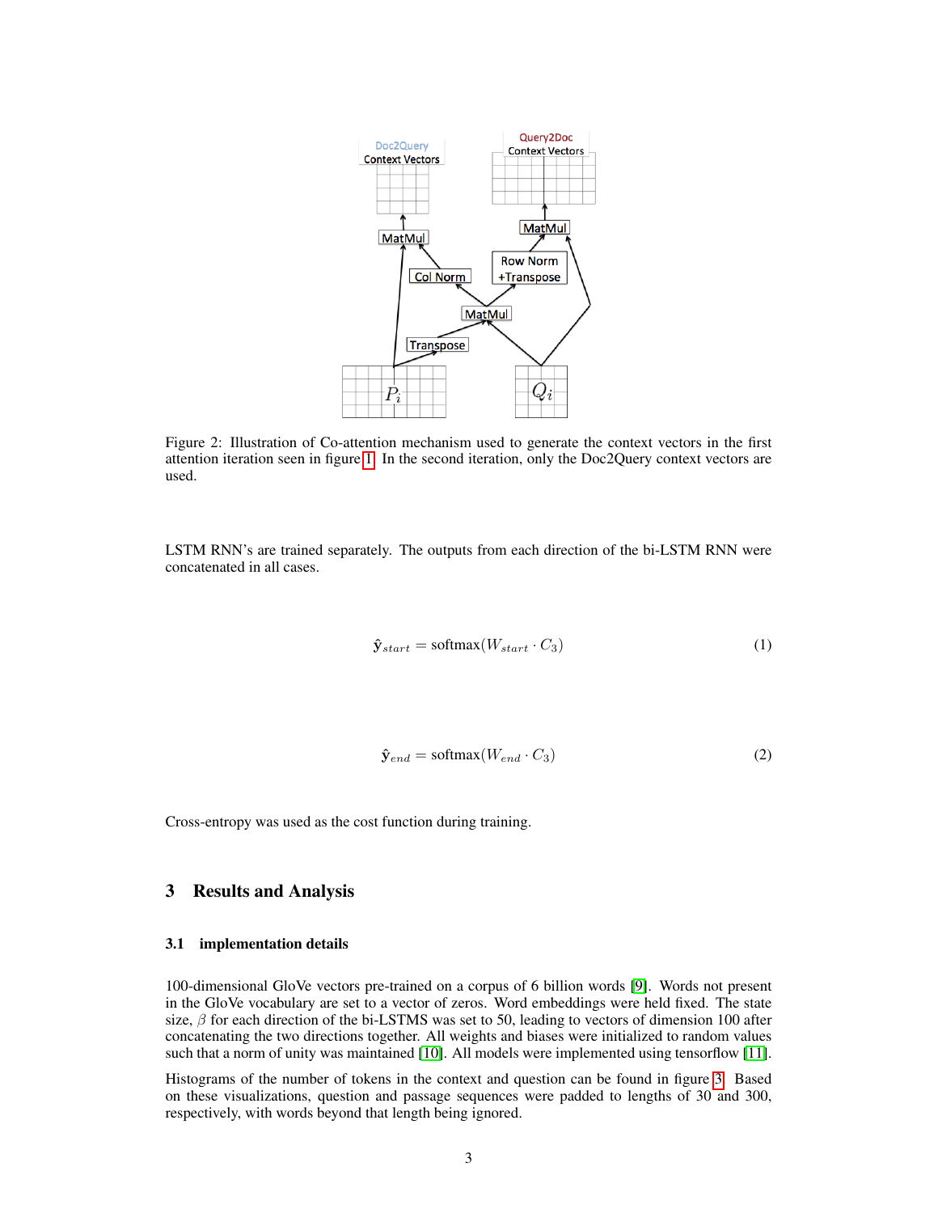Figure 2: Illustration of Co-attention mechanism used to generate the context vectors in the first attention iteration seen in figure 1. In the second iteration, only the Doc2Query context vectors are used.

LSTM RNN's are trained separately. The outputs from each direction of the bi-LSTM RNN were concatenated in all cases.

$$\hat{\mathbf{y}}_{start} = \text{softmax}(W_{start} \cdot C_3) \tag{1}$$

$$\hat{\mathbf{y}}_{end} = \text{softmax}(W_{end} \cdot C_3) \tag{2}$$

Cross-entropy was used as the cost function during training.

# 3 Results and Analysis

## 3.1 implementation details

100-dimensional GloVe vectors pre-trained on a corpus of 6 billion words [9]. Words not present in the GloVe vocabulary are set to a vector of zeros. Word embeddings were held fixed. The state size, $\beta$ for each direction of the bi-LSTMS was set to 50, leading to vectors of dimension 100 after concatenating the two directions together. All weights and biases were initialized to random values such that a norm of unity was maintained [10]. All models were implemented using tensorflow [11].

Histograms of the number of tokens in the context and question can be found in figure 3. Based on these visualizations, question and passage sequences were padded to lengths of 30 and 300, respectively, with words beyond that length being ignored.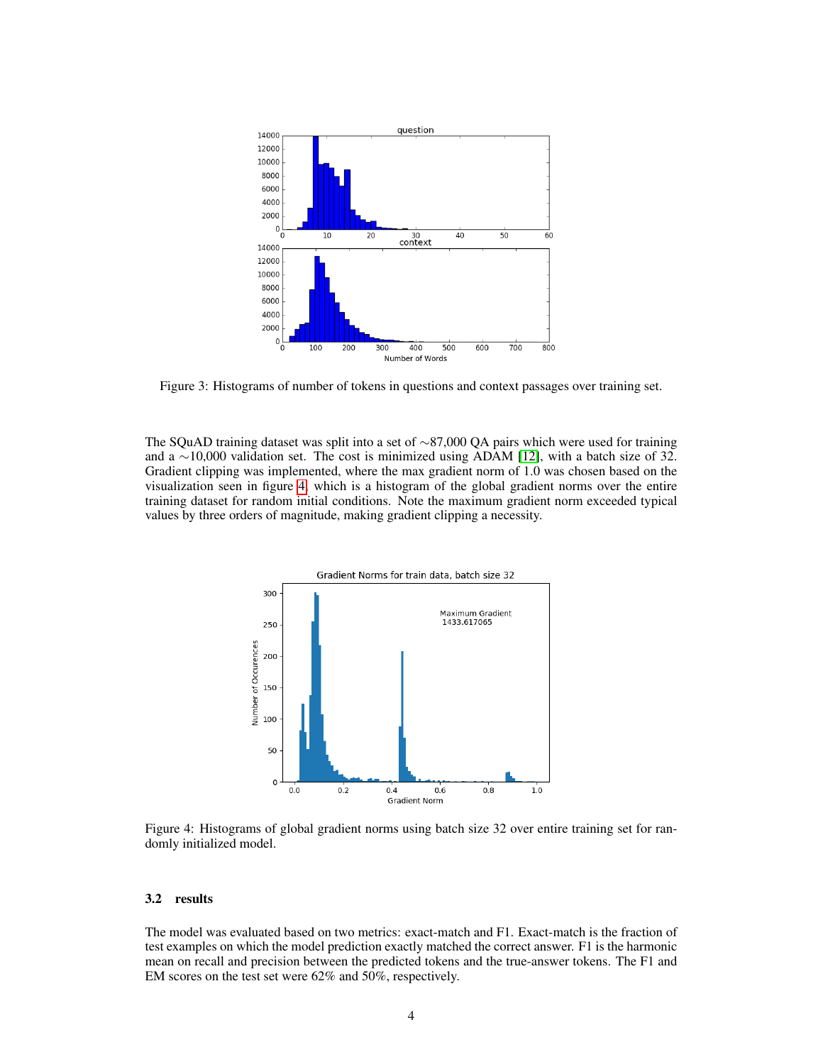Figure 3: Histograms of number of tokens in questions and context passages over training set.

The SQuAD training dataset was split into a set of ∼87,000 QA pairs which were used for training and a ∼10,000 validation set. The cost is minimized using ADAM [12], with a batch size of 32. Gradient clipping was implemented, where the max gradient norm of 1.0 was chosen based on the visualization seen in figure 4, which is a histogram of the global gradient norms over the entire training dataset for random initial conditions. Note the maximum gradient norm exceeded typical values by three orders of magnitude, making gradient clipping a necessity.

Figure 4: Histograms of global gradient norms using batch size 32 over entire training set for randomly initialized model.

### 3.2 results

The model was evaluated based on two metrics: exact-match and F1. Exact-match is the fraction of test examples on which the model prediction exactly matched the correct answer. F1 is the harmonic mean on recall and precision between the predicted tokens and the true-answer tokens. The F1 and EM scores on the test set were 62% and 50%, respectively.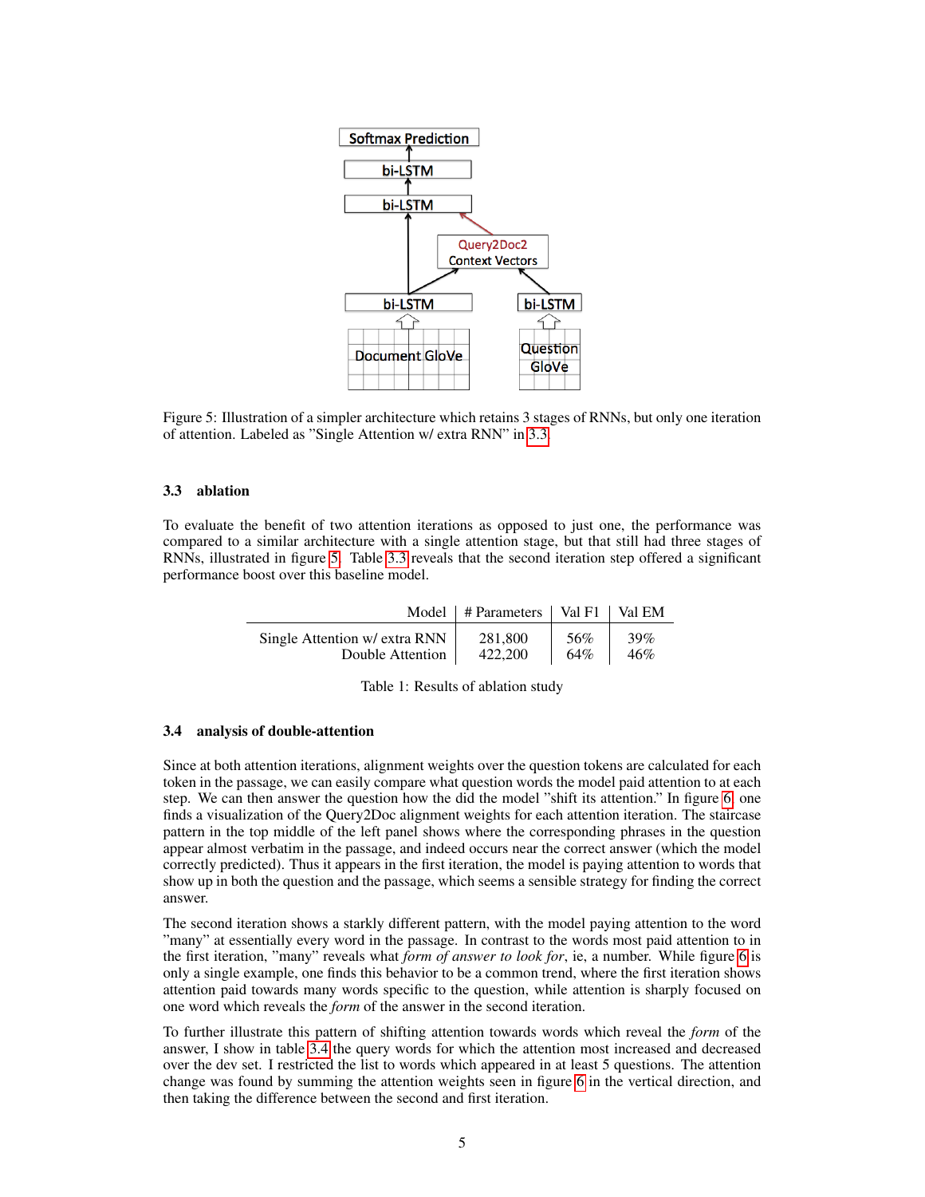Figure 5: Illustration of a simpler architecture which retains 3 stages of RNNs, but only one iteration of attention. Labeled as "Single Attention w/ extra RNN" in 3.3.

### 3.3 ablation

To evaluate the benefit of two attention iterations as opposed to just one, the performance was compared to a similar architecture with a single attention stage, but that still had three stages of RNNs, illustrated in figure 5. Table 3.3 reveals that the second iteration step offered a significant performance boost over this baseline model.

| Model | # Parameters | Val F1 | Val EM |
|---|---|---|---|
| Single Attention w/ extra RNN | 281,800 | 56% | 39% |
| Double Attention | 422,200 | 64% | 46% |

Table 1: Results of ablation study

### 3.4 analysis of double-attention

Since at both attention iterations, alignment weights over the question tokens are calculated for each token in the passage, we can easily compare what question words the model paid attention to at each step. We can then answer the question how the did the model "shift its attention." In figure 6, one finds a visualization of the Query2Doc alignment weights for each attention iteration. The staircase pattern in the top middle of the left panel shows where the corresponding phrases in the question appear almost verbatim in the passage, and indeed occurs near the correct answer (which the model correctly predicted). Thus it appears in the first iteration, the model is paying attention to words that show up in both the question and the passage, which seems a sensible strategy for finding the correct answer.

The second iteration shows a starkly different pattern, with the model paying attention to the word "many" at essentially every word in the passage. In contrast to the words most paid attention to in the first iteration, "many" reveals what *form of answer to look for*, ie, a number. While figure 6 is only a single example, one finds this behavior to be a common trend, where the first iteration shows attention paid towards many words specific to the question, while attention is sharply focused on one word which reveals the *form* of the answer in the second iteration.

To further illustrate this pattern of shifting attention towards words which reveal the *form* of the answer, I show in table 3.4 the query words for which the attention most increased and decreased over the dev set. I restricted the list to words which appeared in at least 5 questions. The attention change was found by summing the attention weights seen in figure 6 in the vertical direction, and then taking the difference between the second and first iteration.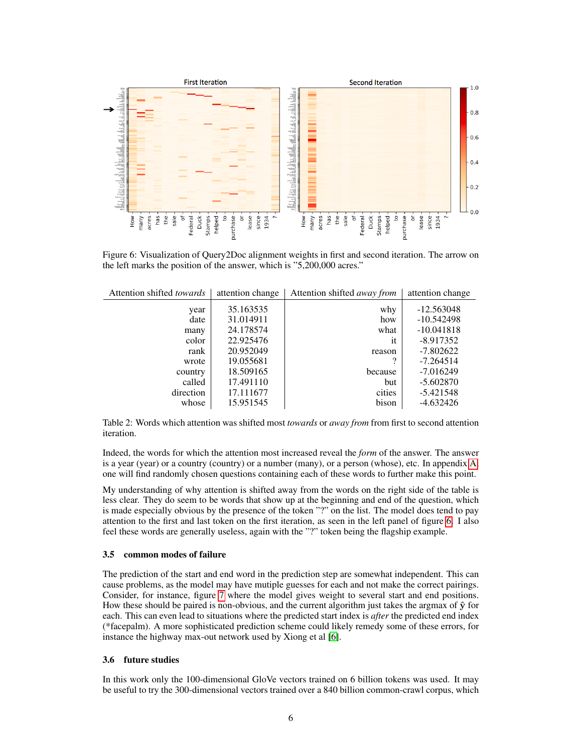Figure 6: Visualization of Query2Doc alignment weights in first and second iteration. The arrow on the left marks the position of the answer, which is "5,200,000 acres."

| Attention shifted *towards* | attention change | Attention shifted *away from* | attention change |
|---|---|---|---|
| year | 35.163535 | why | -12.563048 |
| date | 31.014911 | how | -10.542498 |
| many | 24.178574 | what | -10.041818 |
| color | 22.925476 | it | -8.917352 |
| rank | 20.952049 | reason | -7.802622 |
| wrote | 19.055681 | ? | -7.264514 |
| country | 18.509165 | because | -7.016249 |
| called | 17.491110 | but | -5.602870 |
| direction | 17.111677 | cities | -5.421548 |
| whose | 15.951545 | bison | -4.632426 |

Table 2: Words which attention was shifted most *towards* or *away from* from first to second attention iteration.

Indeed, the words for which the attention most increased reveal the *form* of the answer. The answer is a year (year) or a country (country) or a number (many), or a person (whose), etc. In appendix A one will find randomly chosen questions containing each of these words to further make this point.

My understanding of why attention is shifted away from the words on the right side of the table is less clear. They do seem to be words that show up at the beginning and end of the question, which is made especially obvious by the presence of the token "?" on the list. The model does tend to pay attention to the first and last token on the first iteration, as seen in the left panel of figure 6. I also feel these words are generally useless, again with the "?" token being the flagship example.

### 3.5 common modes of failure

The prediction of the start and end word in the prediction step are somewhat independent. This can cause problems, as the model may have mutiple guesses for each and not make the correct pairings. Consider, for instance, figure 7 where the model gives weight to several start and end positions. How these should be paired is non-obvious, and the current algorithm just takes the argmax of $\hat{\mathbf{y}}$ for each. This can even lead to situations where the predicted start index is *after* the predicted end index (*facepalm). A more sophisticated prediction scheme could likely remedy some of these errors, for instance the highway max-out network used by Xiong et al [6].

### 3.6 future studies

In this work only the 100-dimensional GloVe vectors trained on 6 billion tokens was used. It may be useful to try the 300-dimensional vectors trained over a 840 billion common-crawl corpus, which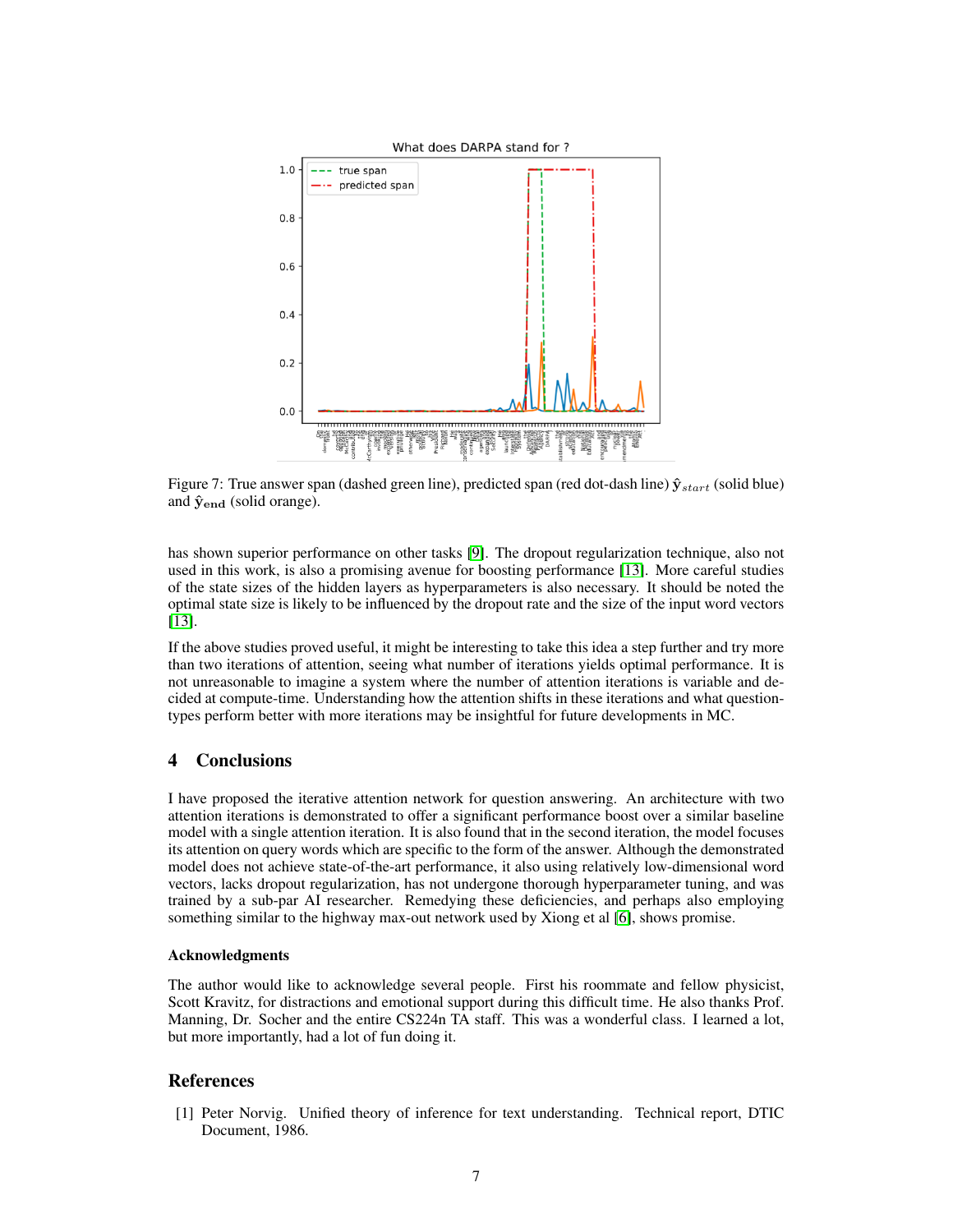Figure 7: True answer span (dashed green line), predicted span (red dot-dash line) $\hat{\mathbf{y}}_{start}$ (solid blue) and $\hat{\mathbf{y}}_{\mathbf{end}}$ (solid orange).

has shown superior performance on other tasks [9]. The dropout regularization technique, also not used in this work, is also a promising avenue for boosting performance [13]. More careful studies of the state sizes of the hidden layers as hyperparameters is also necessary. It should be noted the optimal state size is likely to be influenced by the dropout rate and the size of the input word vectors [13].

If the above studies proved useful, it might be interesting to take this idea a step further and try more than two iterations of attention, seeing what number of iterations yields optimal performance. It is not unreasonable to imagine a system where the number of attention iterations is variable and decided at compute-time. Understanding how the attention shifts in these iterations and what question-types perform better with more iterations may be insightful for future developments in MC.

## 4 Conclusions

I have proposed the iterative attention network for question answering. An architecture with two attention iterations is demonstrated to offer a significant performance boost over a similar baseline model with a single attention iteration. It is also found that in the second iteration, the model focuses its attention on query words which are specific to the form of the answer. Although the demonstrated model does not achieve state-of-the-art performance, it also using relatively low-dimensional word vectors, lacks dropout regularization, has not undergone thorough hyperparameter tuning, and was trained by a sub-par AI researcher. Remedying these deficiencies, and perhaps also employing something similar to the highway max-out network used by Xiong et al [6], shows promise.

### Acknowledgments

The author would like to acknowledge several people. First his roommate and fellow physicist, Scott Kravitz, for distractions and emotional support during this difficult time. He also thanks Prof. Manning, Dr. Socher and the entire CS224n TA staff. This was a wonderful class. I learned a lot, but more importantly, had a lot of fun doing it.

## References

[1] Peter Norvig. Unified theory of inference for text understanding. Technical report, DTIC Document, 1986.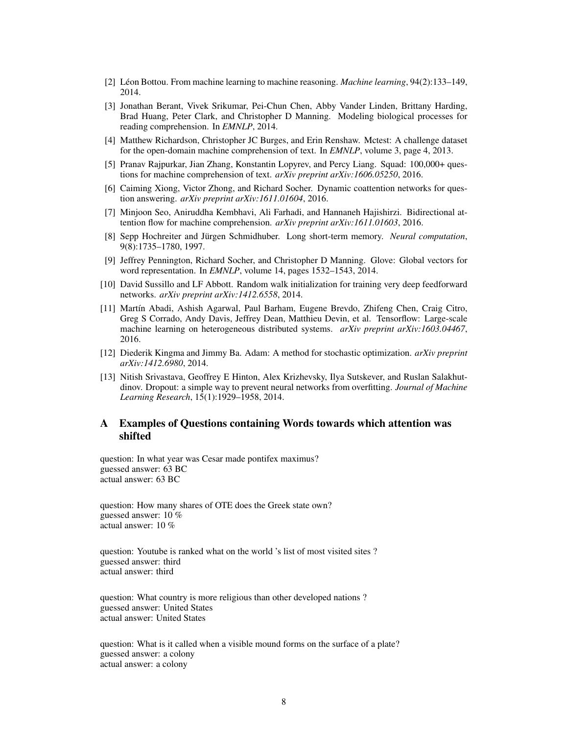[2] Léon Bottou. From machine learning to machine reasoning. *Machine learning*, 94(2):133–149, 2014.

[3] Jonathan Berant, Vivek Srikumar, Pei-Chun Chen, Abby Vander Linden, Brittany Harding, Brad Huang, Peter Clark, and Christopher D Manning. Modeling biological processes for reading comprehension. In *EMNLP*, 2014.

[4] Matthew Richardson, Christopher JC Burges, and Erin Renshaw. Mctest: A challenge dataset for the open-domain machine comprehension of text. In *EMNLP*, volume 3, page 4, 2013.

[5] Pranav Rajpurkar, Jian Zhang, Konstantin Lopyrev, and Percy Liang. Squad: 100,000+ questions for machine comprehension of text. *arXiv preprint arXiv:1606.05250*, 2016.

[6] Caiming Xiong, Victor Zhong, and Richard Socher. Dynamic coattention networks for question answering. *arXiv preprint arXiv:1611.01604*, 2016.

[7] Minjoon Seo, Aniruddha Kembhavi, Ali Farhadi, and Hannaneh Hajishirzi. Bidirectional attention flow for machine comprehension. *arXiv preprint arXiv:1611.01603*, 2016.

[8] Sepp Hochreiter and Jürgen Schmidhuber. Long short-term memory. *Neural computation*, 9(8):1735–1780, 1997.

[9] Jeffrey Pennington, Richard Socher, and Christopher D Manning. Glove: Global vectors for word representation. In *EMNLP*, volume 14, pages 1532–1543, 2014.

[10] David Sussillo and LF Abbott. Random walk initialization for training very deep feedforward networks. *arXiv preprint arXiv:1412.6558*, 2014.

[11] Martín Abadi, Ashish Agarwal, Paul Barham, Eugene Brevdo, Zhifeng Chen, Craig Citro, Greg S Corrado, Andy Davis, Jeffrey Dean, Matthieu Devin, et al. Tensorflow: Large-scale machine learning on heterogeneous distributed systems. *arXiv preprint arXiv:1603.04467*, 2016.

[12] Diederik Kingma and Jimmy Ba. Adam: A method for stochastic optimization. *arXiv preprint arXiv:1412.6980*, 2014.

[13] Nitish Srivastava, Geoffrey E Hinton, Alex Krizhevsky, Ilya Sutskever, and Ruslan Salakhutdinov. Dropout: a simple way to prevent neural networks from overfitting. *Journal of Machine Learning Research*, 15(1):1929–1958, 2014.

## A Examples of Questions containing Words towards which attention was shifted

question: In what year was Cesar made pontifex maximus?
guessed answer: 63 BC
actual answer: 63 BC

question: How many shares of OTE does the Greek state own?
guessed answer: 10 %
actual answer: 10 %

question: Youtube is ranked what on the world 's list of most visited sites ?
guessed answer: third
actual answer: third

question: What country is more religious than other developed nations ?
guessed answer: United States
actual answer: United States

question: What is it called when a visible mound forms on the surface of a plate?
guessed answer: a colony
actual answer: a colony